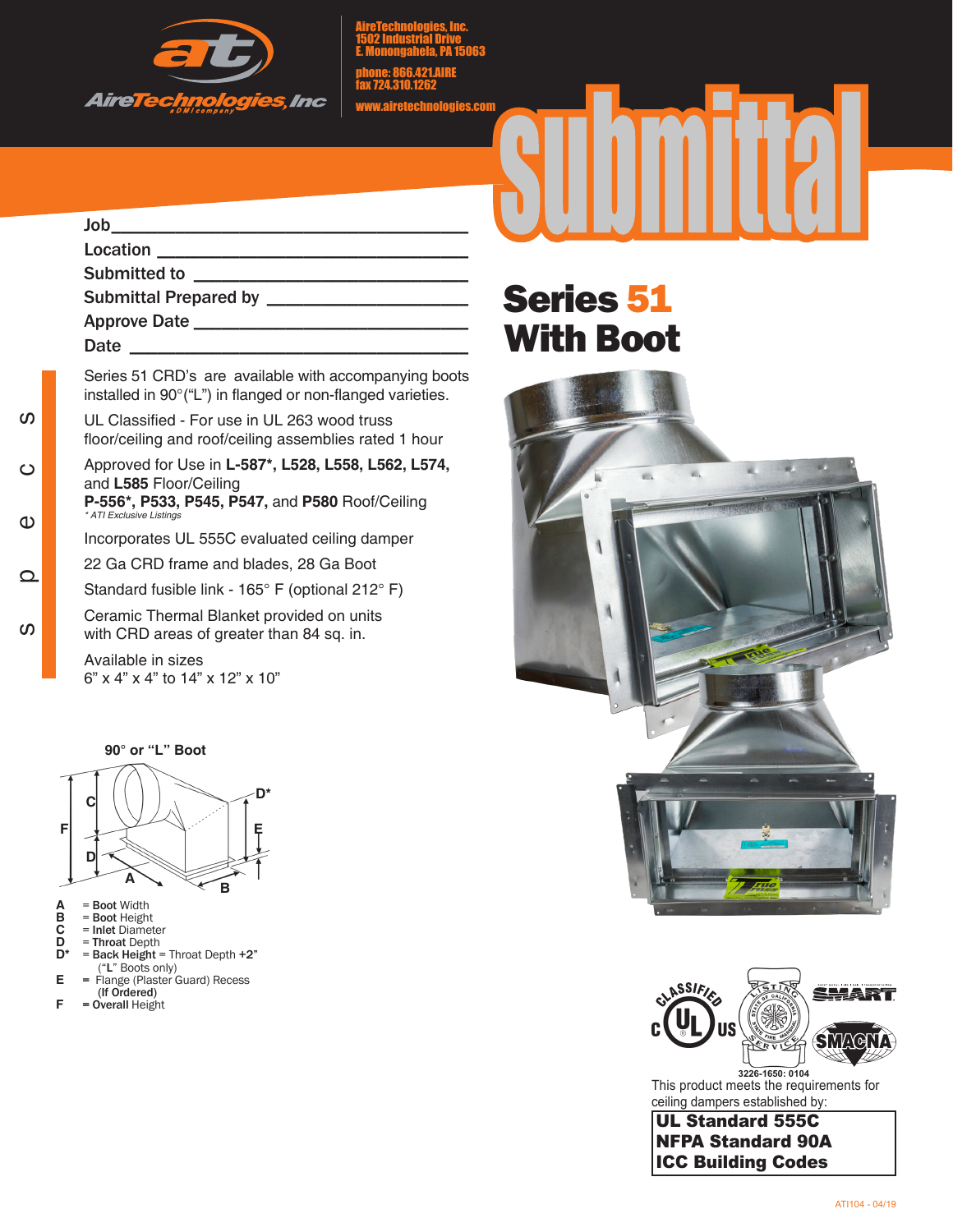AireTechnologies, Inc.
1502 Industrial Drive
E. Monongahela, PA 15063

phone: 866.421.AIRE
fax 724.310.1262

www.airetechnologies.com

# submittal

Job ______________________________

Location ______________________________

Submitted to ______________________________

Submittal Prepared by ______________________________

Approve Date ______________________________

Date ______________________________

# Series 51 With Boot

## specs

Series 51 CRD's are available with accompanying boots installed in 90°("L") in flanged or non-flanged varieties.

UL Classified - For use in UL 263 wood truss floor/ceiling and roof/ceiling assemblies rated 1 hour

Approved for Use in **L-587\*, L528, L558, L562, L574,** and **L585** Floor/Ceiling
**P-556\*, P533, P545, P547,** and **P580** Roof/Ceiling
*\* ATI Exclusive Listings*

Incorporates UL 555C evaluated ceiling damper

22 Ga CRD frame and blades, 28 Ga Boot

Standard fusible link - 165° F (optional 212° F)

Ceramic Thermal Blanket provided on units with CRD areas of greater than 84 sq. in.

Available in sizes
6" x 4" x 4" to 14" x 12" x 10"

**90° or "L" Boot**

- **A** = **Boot** Width
- **B** = **Boot** Height
- **C** = **Inlet** Diameter
- **D** = **Throat** Depth
- **D\*** = **Back Height** = Throat Depth **+2"** ("**L**" Boots only)
- **E** = Flange (Plaster Guard) Recess (**If Ordered**)
- **F** = **Overall** Height

3226-1650: 0104

This product meets the requirements for ceiling dampers established by:

**UL Standard 555C**
**NFPA Standard 90A**
**ICC Building Codes**

ATI104 - 04/19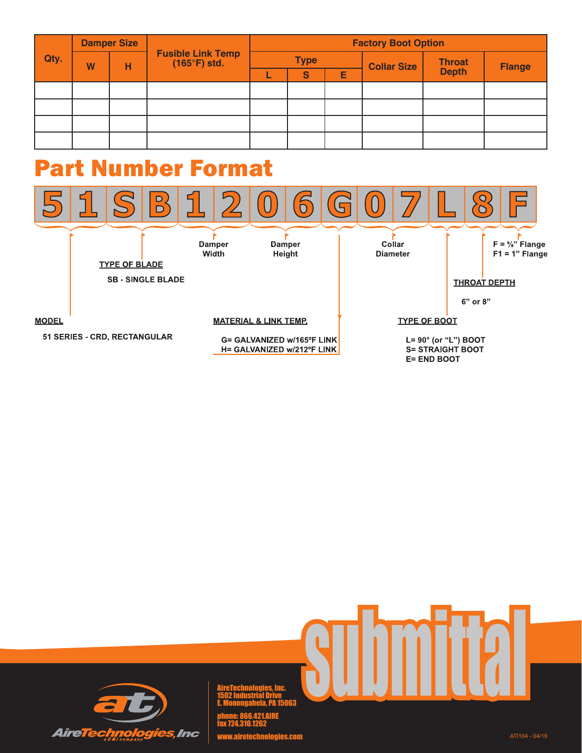| Qty. | Damper Size | | Fusible Link Temp (165°F) std. | Factory Boot Option | | | | | |
|---|---|---|---|---|---|---|---|---|---|
| | W | H | | Type | | | Collar Size | Throat Depth | Flange |
| | | | | L | S | E | | | |
| | | | | | | | | | |
| | | | | | | | | | |
| | | | | | | | | | |
| | | | | | | | | | |

## Part Number Format

**5 1 S B 1 2 0 6 G 0 7 L 8 F**

**MODEL**

51 SERIES - CRD, RECTANGULAR

**TYPE OF BLADE**

SB - SINGLE BLADE

Damper Width

Damper Height

**MATERIAL & LINK TEMP.**

G= GALVANIZED w/165°F LINK
H= GALVANIZED w/212°F LINK

Collar Diameter

**TYPE OF BOOT**

L= 90° (or "L") BOOT
S= STRAIGHT BOOT
E= END BOOT

**THROAT DEPTH**

6" or 8"

F = ⅝" Flange
F1 = 1" Flange

submittal

AireTechnologies, Inc.
1502 Industrial Drive
E. Monongahela, PA 15063

phone: 866.421.AIRE
fax 724.310.1262

www.airetechnologies.com

AireTechnologies, Inc
a DMI company

ATI104 - 04/19